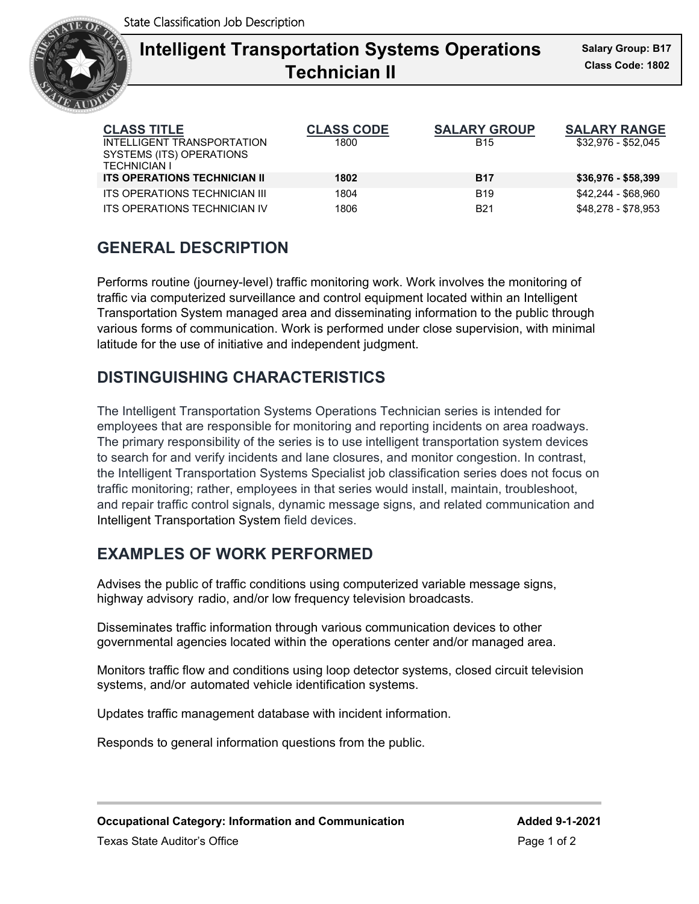State Classification Job Description

# Intelligent Transportation Systems Operations Technician II

**Salary Group: B17**
**Class Code: 1802**

| CLASS TITLE | CLASS CODE | SALARY GROUP | SALARY RANGE |
|---|---|---|---|
| INTELLIGENT TRANSPORTATION SYSTEMS (ITS) OPERATIONS TECHNICIAN I | 1800 | B15 | $32,976 - $52,045 |
| **ITS OPERATIONS TECHNICIAN II** | **1802** | **B17** | **$36,976 - $58,399** |
| ITS OPERATIONS TECHNICIAN III | 1804 | B19 | $42,244 - $68,960 |
| ITS OPERATIONS TECHNICIAN IV | 1806 | B21 | $48,278 - $78,953 |

## GENERAL DESCRIPTION

Performs routine (journey-level) traffic monitoring work. Work involves the monitoring of traffic via computerized surveillance and control equipment located within an Intelligent Transportation System managed area and disseminating information to the public through various forms of communication. Work is performed under close supervision, with minimal latitude for the use of initiative and independent judgment.

## DISTINGUISHING CHARACTERISTICS

The Intelligent Transportation Systems Operations Technician series is intended for employees that are responsible for monitoring and reporting incidents on area roadways. The primary responsibility of the series is to use intelligent transportation system devices to search for and verify incidents and lane closures, and monitor congestion. In contrast, the Intelligent Transportation Systems Specialist job classification series does not focus on traffic monitoring; rather, employees in that series would install, maintain, troubleshoot, and repair traffic control signals, dynamic message signs, and related communication and Intelligent Transportation System field devices.

## EXAMPLES OF WORK PERFORMED

Advises the public of traffic conditions using computerized variable message signs, highway advisory radio, and/or low frequency television broadcasts.

Disseminates traffic information through various communication devices to other governmental agencies located within the operations center and/or managed area.

Monitors traffic flow and conditions using loop detector systems, closed circuit television systems, and/or automated vehicle identification systems.

Updates traffic management database with incident information.

Responds to general information questions from the public.

**Occupational Category: Information and Communication** | **Added 9-1-2021**

Texas State Auditor's Office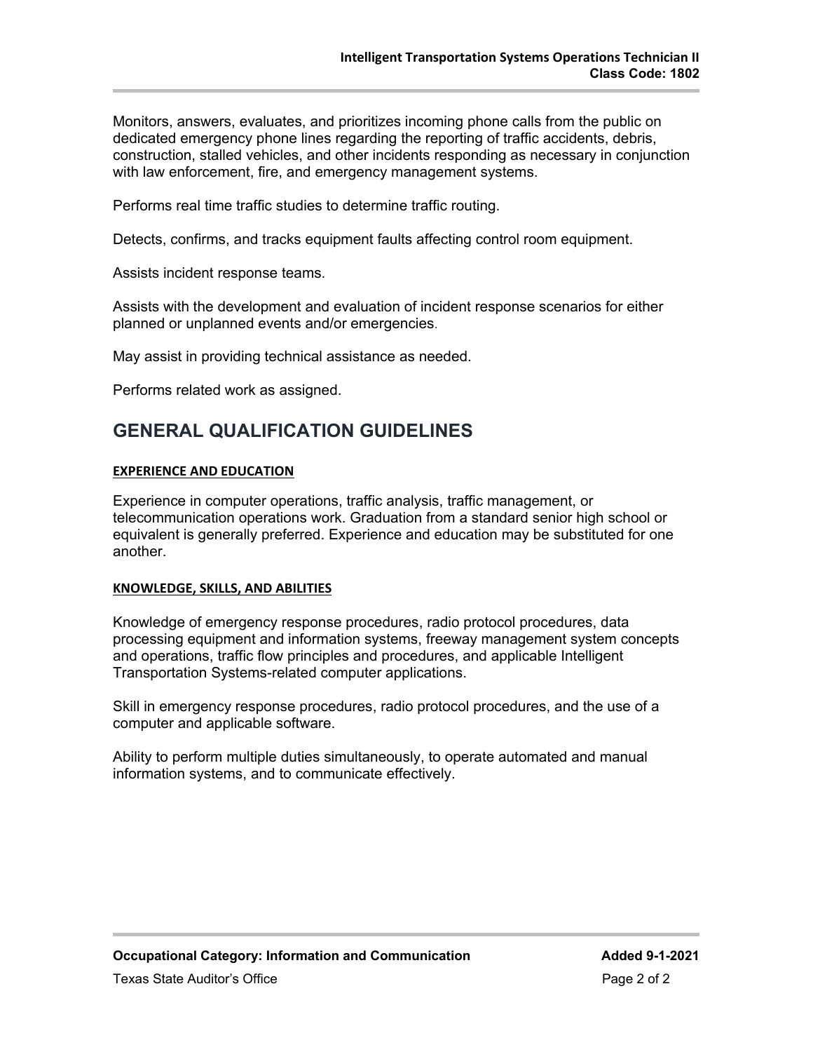Monitors, answers, evaluates, and prioritizes incoming phone calls from the public on dedicated emergency phone lines regarding the reporting of traffic accidents, debris, construction, stalled vehicles, and other incidents responding as necessary in conjunction with law enforcement, fire, and emergency management systems.

Performs real time traffic studies to determine traffic routing.

Detects, confirms, and tracks equipment faults affecting control room equipment.

Assists incident response teams.

Assists with the development and evaluation of incident response scenarios for either planned or unplanned events and/or emergencies.

May assist in providing technical assistance as needed.

Performs related work as assigned.

## GENERAL QUALIFICATION GUIDELINES

### EXPERIENCE AND EDUCATION

Experience in computer operations, traffic analysis, traffic management, or telecommunication operations work. Graduation from a standard senior high school or equivalent is generally preferred. Experience and education may be substituted for one another.

### KNOWLEDGE, SKILLS, AND ABILITIES

Knowledge of emergency response procedures, radio protocol procedures, data processing equipment and information systems, freeway management system concepts and operations, traffic flow principles and procedures, and applicable Intelligent Transportation Systems-related computer applications.

Skill in emergency response procedures, radio protocol procedures, and the use of a computer and applicable software.

Ability to perform multiple duties simultaneously, to operate automated and manual information systems, and to communicate effectively.